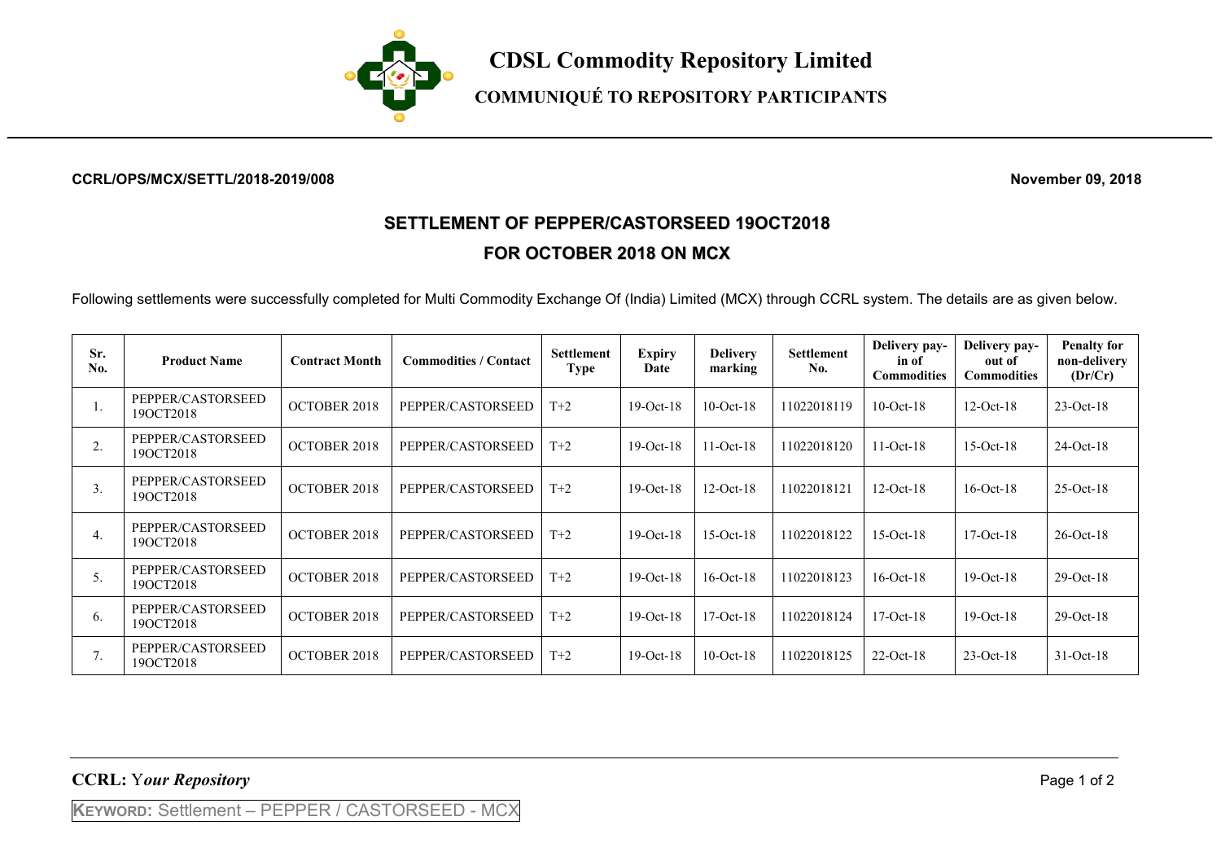# CDSL Commodity Repository Limited

## COMMUNIQUÉ TO REPOSITORY PARTICIPANTS

**CCRL/OPS/MCX/SETTL/2018-2019/008** **November 09, 2018**

## SETTLEMENT OF PEPPER/CASTORSEED 19OCT2018
## FOR OCTOBER 2018 ON MCX

Following settlements were successfully completed for Multi Commodity Exchange Of (India) Limited (MCX) through CCRL system. The details are as given below.

| Sr. No. | Product Name | Contract Month | Commodities / Contact | Settlement Type | Expiry Date | Delivery marking | Settlement No. | Delivery pay-in of Commodities | Delivery pay-out of Commodities | Penalty for non-delivery (Dr/Cr) |
|---|---|---|---|---|---|---|---|---|---|---|
| 1. | PEPPER/CASTORSEED 19OCT2018 | OCTOBER 2018 | PEPPER/CASTORSEED | T+2 | 19-Oct-18 | 10-Oct-18 | 11022018119 | 10-Oct-18 | 12-Oct-18 | 23-Oct-18 |
| 2. | PEPPER/CASTORSEED 19OCT2018 | OCTOBER 2018 | PEPPER/CASTORSEED | T+2 | 19-Oct-18 | 11-Oct-18 | 11022018120 | 11-Oct-18 | 15-Oct-18 | 24-Oct-18 |
| 3. | PEPPER/CASTORSEED 19OCT2018 | OCTOBER 2018 | PEPPER/CASTORSEED | T+2 | 19-Oct-18 | 12-Oct-18 | 11022018121 | 12-Oct-18 | 16-Oct-18 | 25-Oct-18 |
| 4. | PEPPER/CASTORSEED 19OCT2018 | OCTOBER 2018 | PEPPER/CASTORSEED | T+2 | 19-Oct-18 | 15-Oct-18 | 11022018122 | 15-Oct-18 | 17-Oct-18 | 26-Oct-18 |
| 5. | PEPPER/CASTORSEED 19OCT2018 | OCTOBER 2018 | PEPPER/CASTORSEED | T+2 | 19-Oct-18 | 16-Oct-18 | 11022018123 | 16-Oct-18 | 19-Oct-18 | 29-Oct-18 |
| 6. | PEPPER/CASTORSEED 19OCT2018 | OCTOBER 2018 | PEPPER/CASTORSEED | T+2 | 19-Oct-18 | 17-Oct-18 | 11022018124 | 17-Oct-18 | 19-Oct-18 | 29-Oct-18 |
| 7. | PEPPER/CASTORSEED 19OCT2018 | OCTOBER 2018 | PEPPER/CASTORSEED | T+2 | 19-Oct-18 | 10-Oct-18 | 11022018125 | 22-Oct-18 | 23-Oct-18 | 31-Oct-18 |

**CCRL:** Y*our Repository*

**KEYWORD:** Settlement – PEPPER / CASTORSEED - MCX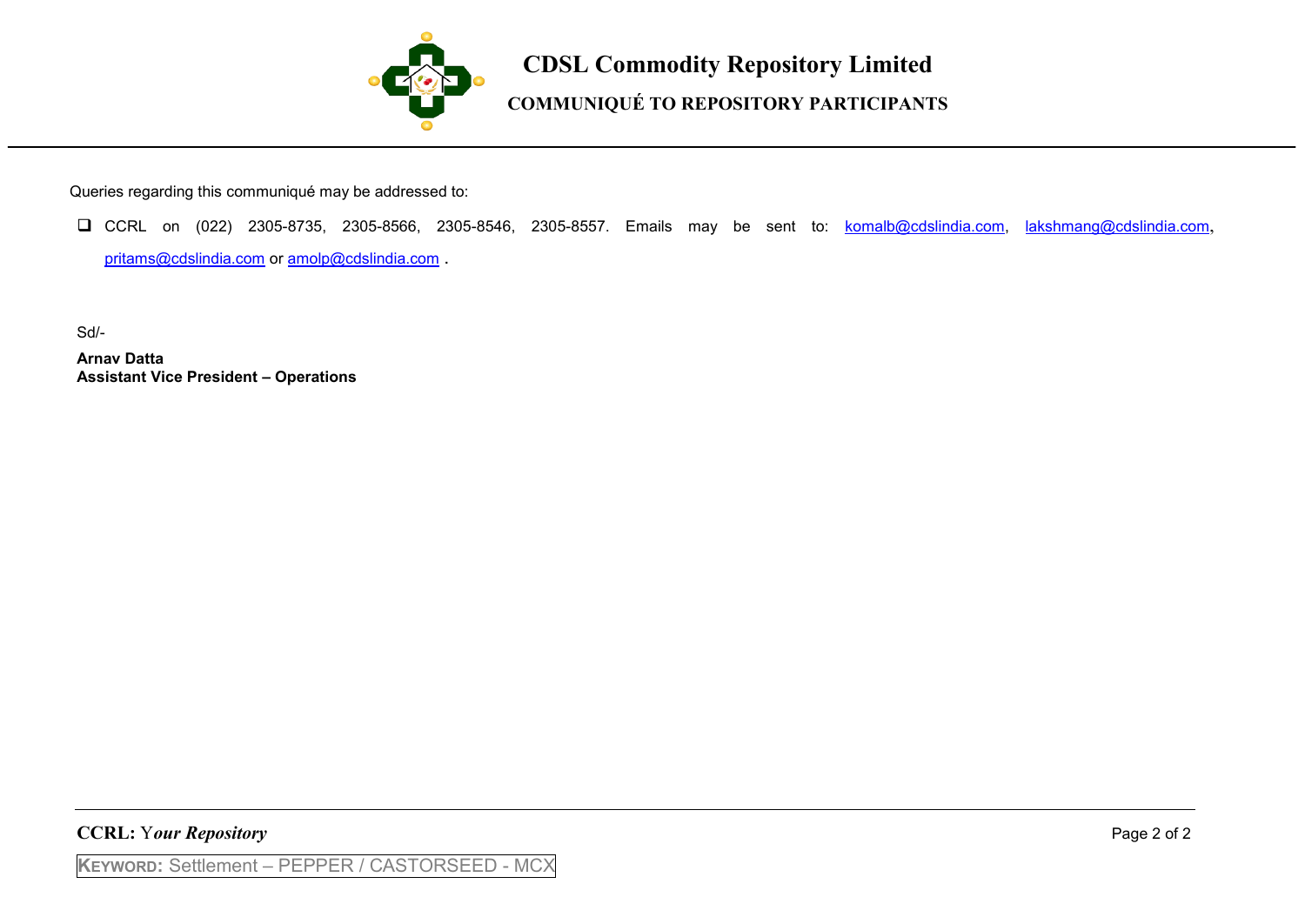Queries regarding this communiqué may be addressed to:

- CCRL on (022) 2305-8735, 2305-8566, 2305-8546, 2305-8557. Emails may be sent to: komalb@cdslindia.com, lakshmang@cdslindia.com, pritams@cdslindia.com or amolp@cdslindia.com .

Sd/-

**Arnav Datta**
**Assistant Vice President – Operations**

**KEYWORD:** Settlement – PEPPER / CASTORSEED - MCX